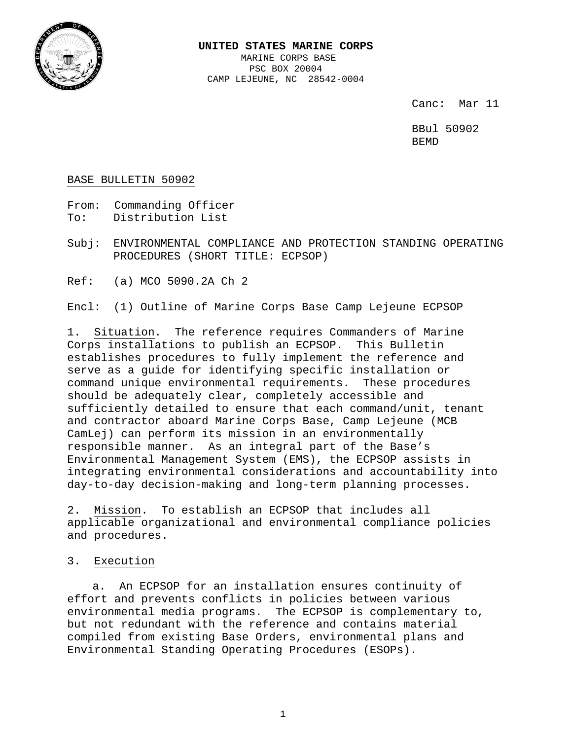**UNITED STATES MARINE CORPS**
MARINE CORPS BASE
PSC BOX 20004
CAMP LEJEUNE, NC 28542-0004

Canc: Mar 11

BBul 50902
BEMD

BASE BULLETIN 50902

From: Commanding Officer
To: Distribution List

Subj: ENVIRONMENTAL COMPLIANCE AND PROTECTION STANDING OPERATING PROCEDURES (SHORT TITLE: ECPSOP)

Ref: (a) MCO 5090.2A Ch 2

Encl: (1) Outline of Marine Corps Base Camp Lejeune ECPSOP

1. Situation. The reference requires Commanders of Marine Corps installations to publish an ECPSOP. This Bulletin establishes procedures to fully implement the reference and serve as a guide for identifying specific installation or command unique environmental requirements. These procedures should be adequately clear, completely accessible and sufficiently detailed to ensure that each command/unit, tenant and contractor aboard Marine Corps Base, Camp Lejeune (MCB CamLej) can perform its mission in an environmentally responsible manner. As an integral part of the Base's Environmental Management System (EMS), the ECPSOP assists in integrating environmental considerations and accountability into day-to-day decision-making and long-term planning processes.

2. Mission. To establish an ECPSOP that includes all applicable organizational and environmental compliance policies and procedures.

3. Execution

a. An ECPSOP for an installation ensures continuity of effort and prevents conflicts in policies between various environmental media programs. The ECPSOP is complementary to, but not redundant with the reference and contains material compiled from existing Base Orders, environmental plans and Environmental Standing Operating Procedures (ESOPs).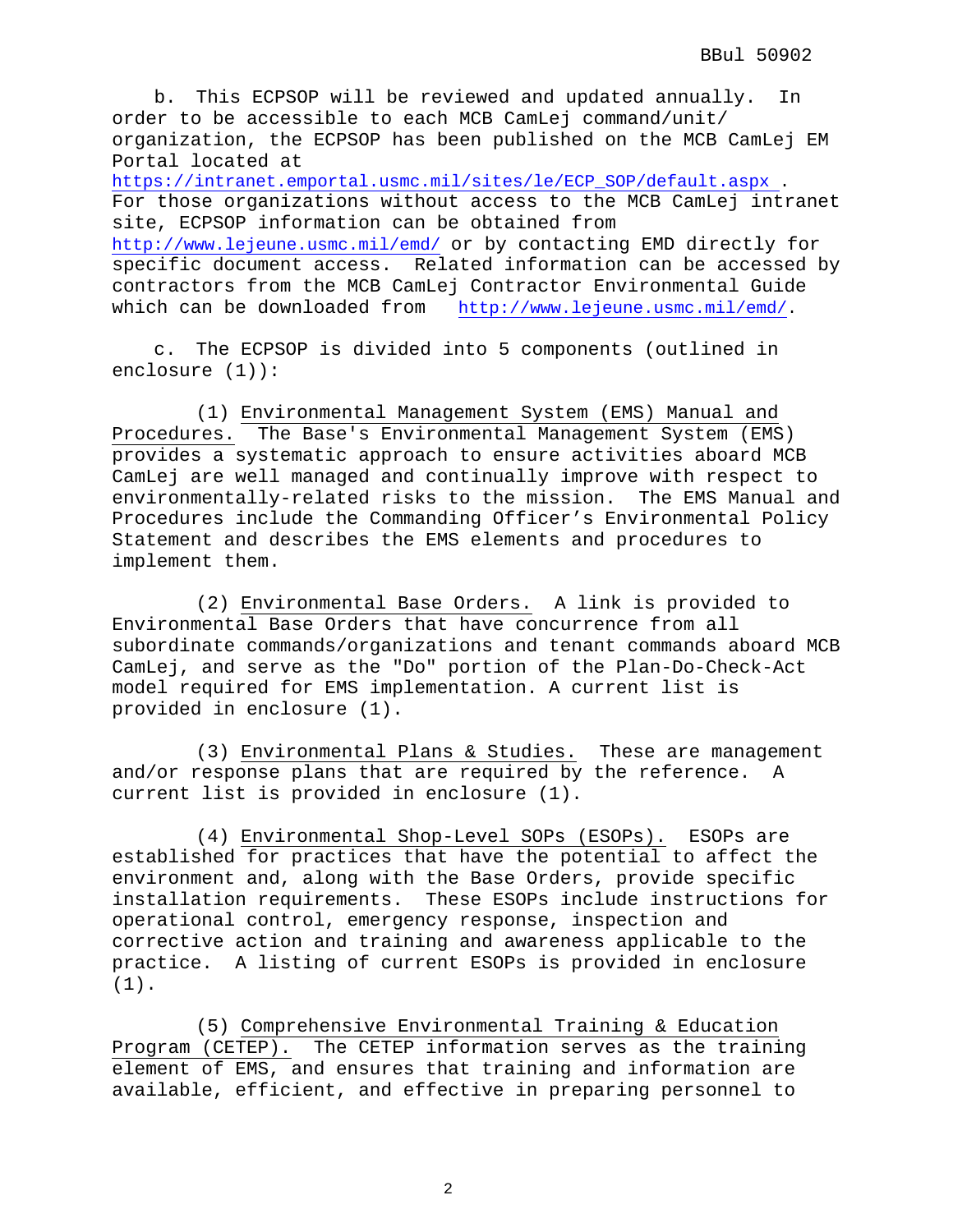b. This ECPSOP will be reviewed and updated annually. In order to be accessible to each MCB CamLej command/unit/organization, the ECPSOP has been published on the MCB CamLej EM Portal located at https://intranet.emportal.usmc.mil/sites/le/ECP_SOP/default.aspx . For those organizations without access to the MCB CamLej intranet site, ECPSOP information can be obtained from http://www.lejeune.usmc.mil/emd/ or by contacting EMD directly for specific document access. Related information can be accessed by contractors from the MCB CamLej Contractor Environmental Guide which can be downloaded from http://www.lejeune.usmc.mil/emd/.

c. The ECPSOP is divided into 5 components (outlined in enclosure (1)):

(1) Environmental Management System (EMS) Manual and Procedures. The Base's Environmental Management System (EMS) provides a systematic approach to ensure activities aboard MCB CamLej are well managed and continually improve with respect to environmentally-related risks to the mission. The EMS Manual and Procedures include the Commanding Officer's Environmental Policy Statement and describes the EMS elements and procedures to implement them.

(2) Environmental Base Orders. A link is provided to Environmental Base Orders that have concurrence from all subordinate commands/organizations and tenant commands aboard MCB CamLej, and serve as the "Do" portion of the Plan-Do-Check-Act model required for EMS implementation. A current list is provided in enclosure (1).

(3) Environmental Plans & Studies. These are management and/or response plans that are required by the reference. A current list is provided in enclosure (1).

(4) Environmental Shop-Level SOPs (ESOPs). ESOPs are established for practices that have the potential to affect the environment and, along with the Base Orders, provide specific installation requirements. These ESOPs include instructions for operational control, emergency response, inspection and corrective action and training and awareness applicable to the practice. A listing of current ESOPs is provided in enclosure (1).

(5) Comprehensive Environmental Training & Education Program (CETEP). The CETEP information serves as the training element of EMS, and ensures that training and information are available, efficient, and effective in preparing personnel to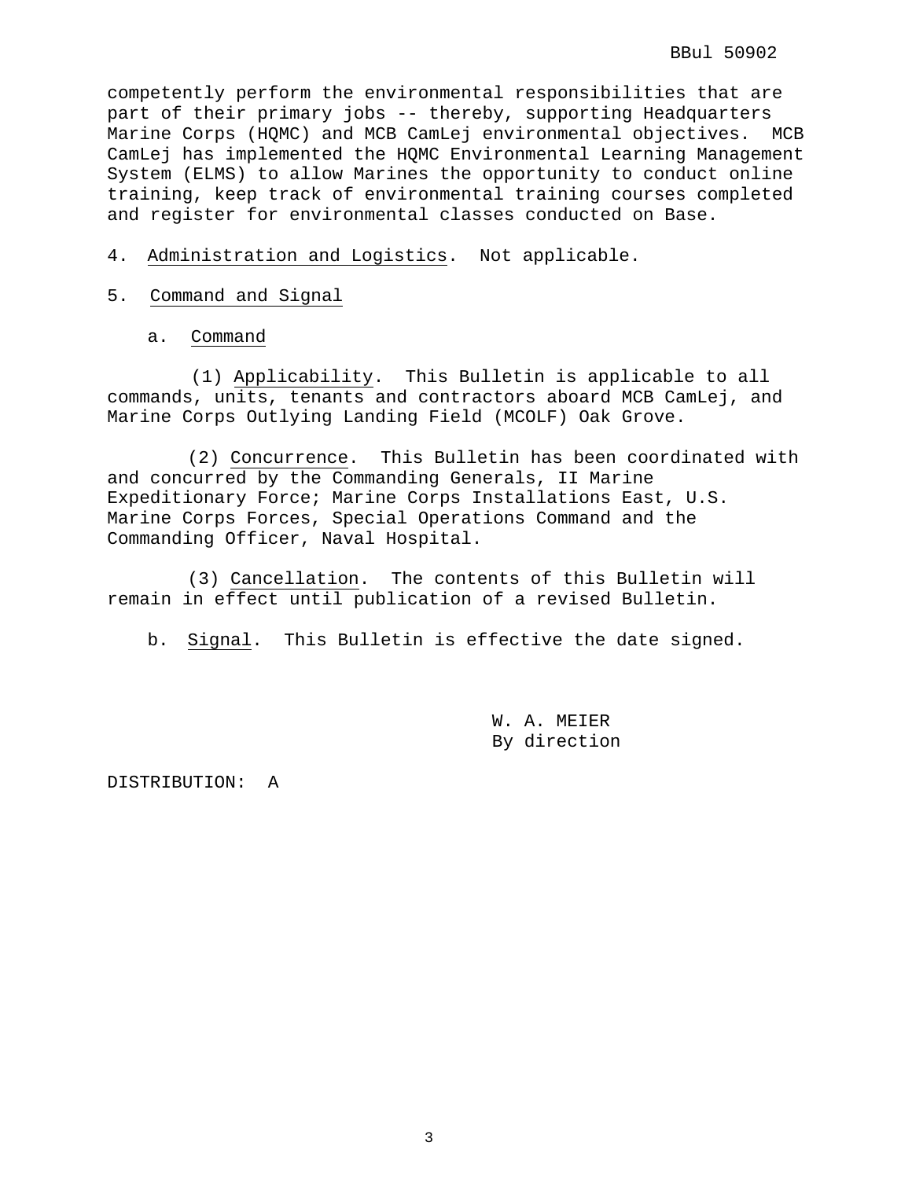competently perform the environmental responsibilities that are part of their primary jobs -- thereby, supporting Headquarters Marine Corps (HQMC) and MCB CamLej environmental objectives. MCB CamLej has implemented the HQMC Environmental Learning Management System (ELMS) to allow Marines the opportunity to conduct online training, keep track of environmental training courses completed and register for environmental classes conducted on Base.

4. Administration and Logistics. Not applicable.

5. Command and Signal

a. Command

(1) Applicability. This Bulletin is applicable to all commands, units, tenants and contractors aboard MCB CamLej, and Marine Corps Outlying Landing Field (MCOLF) Oak Grove.

(2) Concurrence. This Bulletin has been coordinated with and concurred by the Commanding Generals, II Marine Expeditionary Force; Marine Corps Installations East, U.S. Marine Corps Forces, Special Operations Command and the Commanding Officer, Naval Hospital.

(3) Cancellation. The contents of this Bulletin will remain in effect until publication of a revised Bulletin.

b. Signal. This Bulletin is effective the date signed.

W. A. MEIER
By direction

DISTRIBUTION: A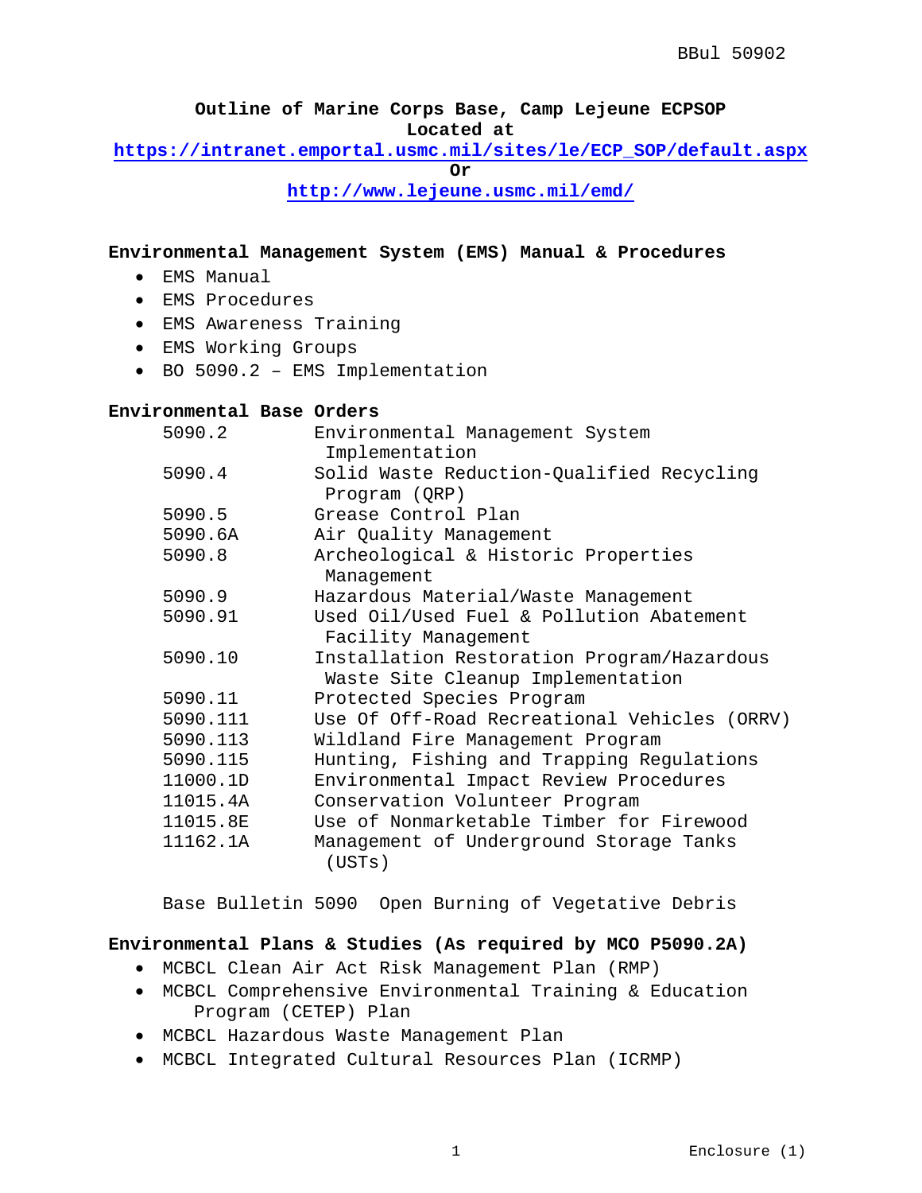**Outline of Marine Corps Base, Camp Lejeune ECPSOP**
**Located at**
**https://intranet.emportal.usmc.mil/sites/le/ECP_SOP/default.aspx**
**Or**
**http://www.lejeune.usmc.mil/emd/**

**Environmental Management System (EMS) Manual & Procedures**

- EMS Manual
- EMS Procedures
- EMS Awareness Training
- EMS Working Groups
- BO 5090.2 – EMS Implementation

**Environmental Base Orders**

| | |
|---|---|
| 5090.2 | Environmental Management System Implementation |
| 5090.4 | Solid Waste Reduction-Qualified Recycling Program (QRP) |
| 5090.5 | Grease Control Plan |
| 5090.6A | Air Quality Management |
| 5090.8 | Archeological & Historic Properties Management |
| 5090.9 | Hazardous Material/Waste Management |
| 5090.91 | Used Oil/Used Fuel & Pollution Abatement Facility Management |
| 5090.10 | Installation Restoration Program/Hazardous Waste Site Cleanup Implementation |
| 5090.11 | Protected Species Program |
| 5090.111 | Use Of Off-Road Recreational Vehicles (ORRV) |
| 5090.113 | Wildland Fire Management Program |
| 5090.115 | Hunting, Fishing and Trapping Regulations |
| 11000.1D | Environmental Impact Review Procedures |
| 11015.4A | Conservation Volunteer Program |
| 11015.8E | Use of Nonmarketable Timber for Firewood |
| 11162.1A | Management of Underground Storage Tanks (USTs) |

Base Bulletin 5090 Open Burning of Vegetative Debris

**Environmental Plans & Studies (As required by MCO P5090.2A)**

- MCBCL Clean Air Act Risk Management Plan (RMP)
- MCBCL Comprehensive Environmental Training & Education Program (CETEP) Plan
- MCBCL Hazardous Waste Management Plan
- MCBCL Integrated Cultural Resources Plan (ICRMP)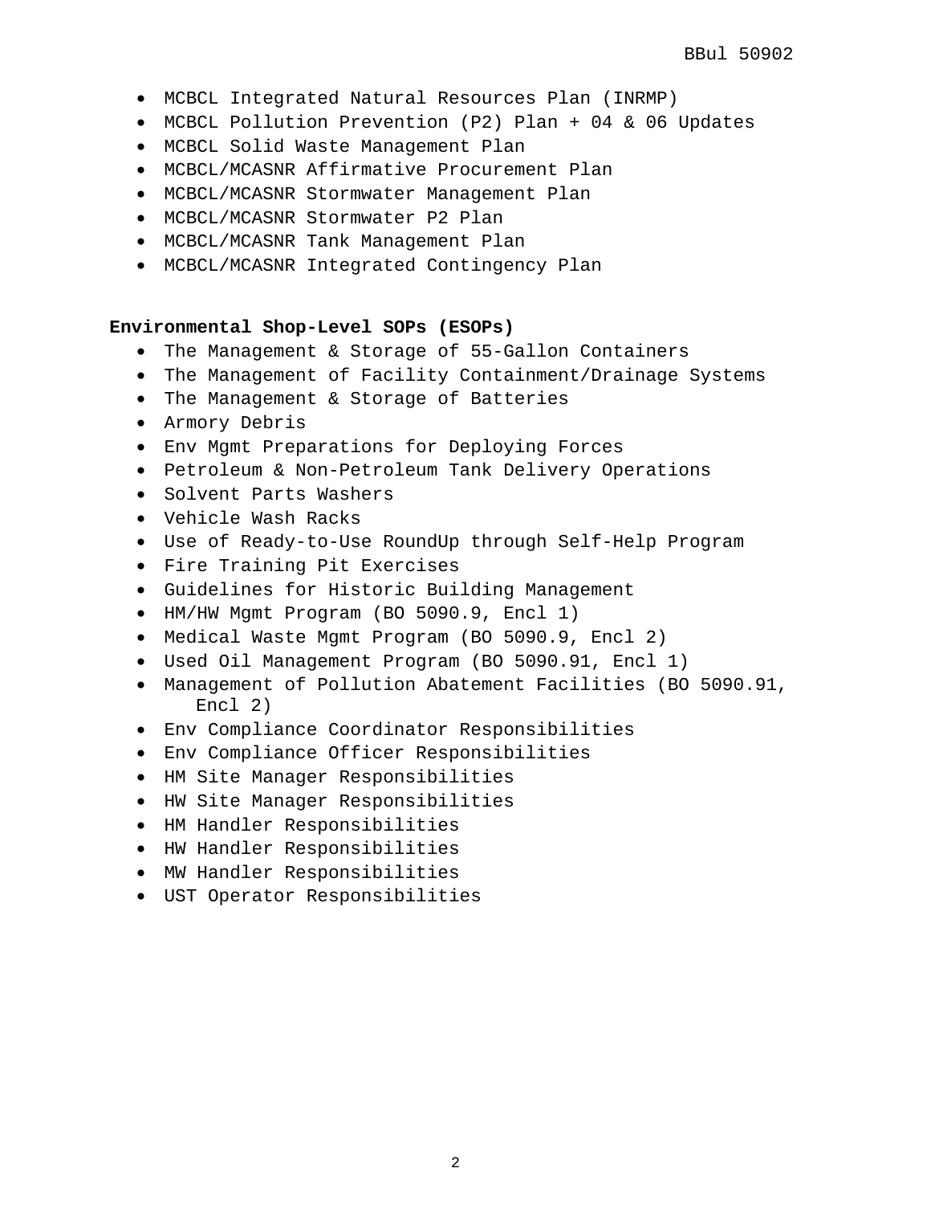- MCBCL Integrated Natural Resources Plan (INRMP)
- MCBCL Pollution Prevention (P2) Plan + 04 & 06 Updates
- MCBCL Solid Waste Management Plan
- MCBCL/MCASNR Affirmative Procurement Plan
- MCBCL/MCASNR Stormwater Management Plan
- MCBCL/MCASNR Stormwater P2 Plan
- MCBCL/MCASNR Tank Management Plan
- MCBCL/MCASNR Integrated Contingency Plan

**Environmental Shop-Level SOPs (ESOPs)**

- The Management & Storage of 55-Gallon Containers
- The Management of Facility Containment/Drainage Systems
- The Management & Storage of Batteries
- Armory Debris
- Env Mgmt Preparations for Deploying Forces
- Petroleum & Non-Petroleum Tank Delivery Operations
- Solvent Parts Washers
- Vehicle Wash Racks
- Use of Ready-to-Use RoundUp through Self-Help Program
- Fire Training Pit Exercises
- Guidelines for Historic Building Management
- HM/HW Mgmt Program (BO 5090.9, Encl 1)
- Medical Waste Mgmt Program (BO 5090.9, Encl 2)
- Used Oil Management Program (BO 5090.91, Encl 1)
- Management of Pollution Abatement Facilities (BO 5090.91, Encl 2)
- Env Compliance Coordinator Responsibilities
- Env Compliance Officer Responsibilities
- HM Site Manager Responsibilities
- HW Site Manager Responsibilities
- HM Handler Responsibilities
- HW Handler Responsibilities
- MW Handler Responsibilities
- UST Operator Responsibilities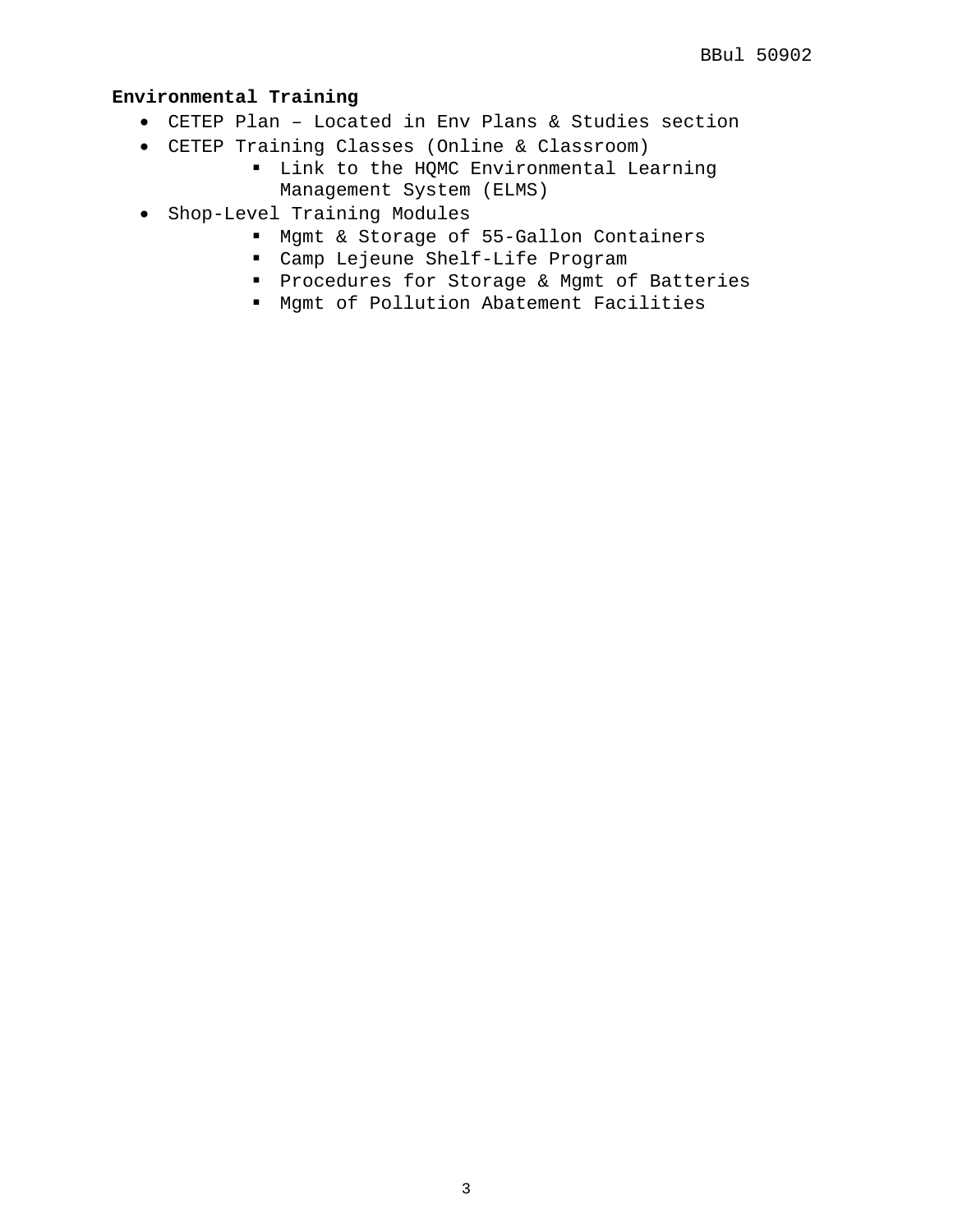**Environmental Training**

- CETEP Plan – Located in Env Plans & Studies section
- CETEP Training Classes (Online & Classroom)
    - Link to the HQMC Environmental Learning Management System (ELMS)
- Shop-Level Training Modules
    - Mgmt & Storage of 55-Gallon Containers
    - Camp Lejeune Shelf-Life Program
    - Procedures for Storage & Mgmt of Batteries
    - Mgmt of Pollution Abatement Facilities